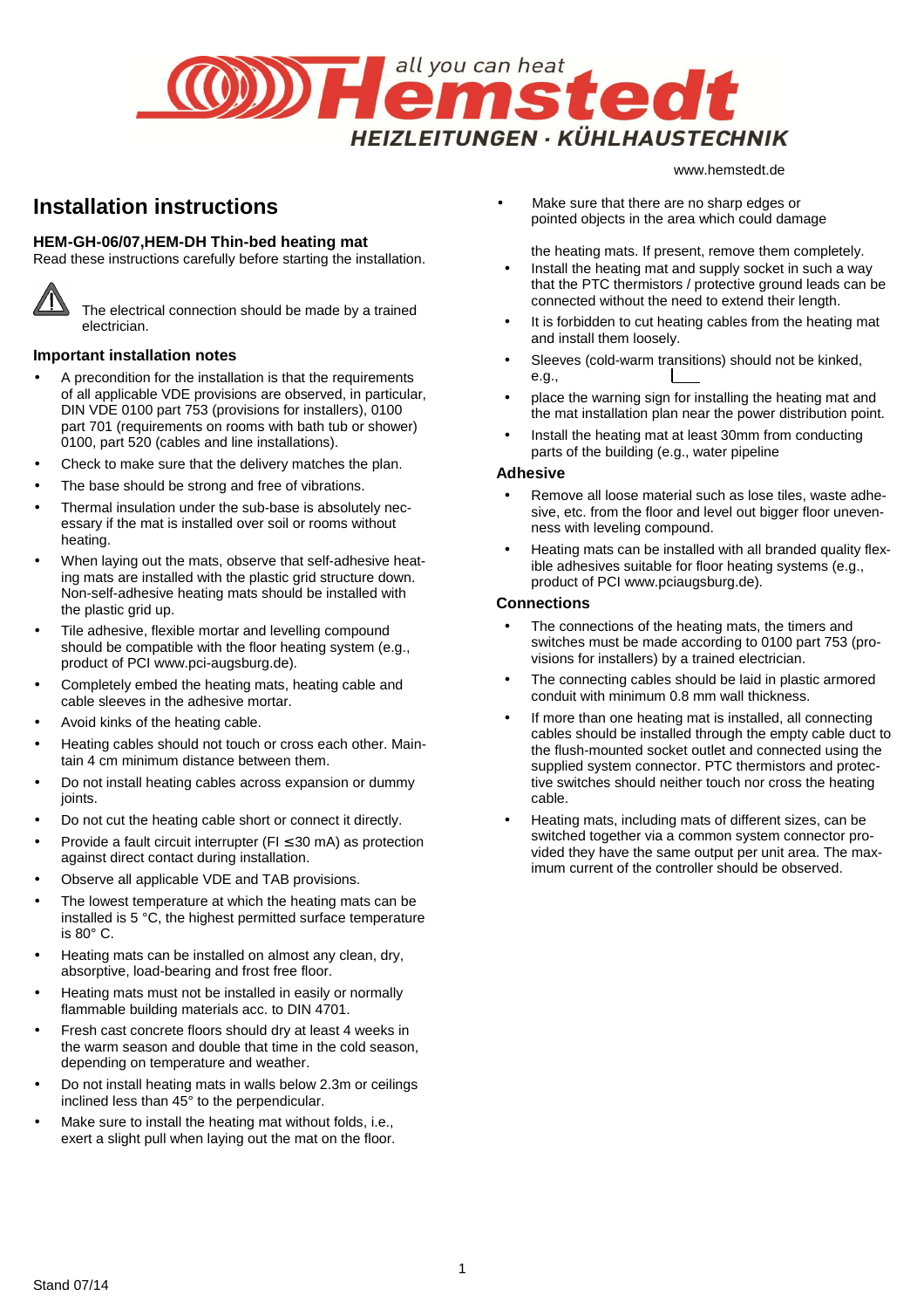# all you can heat Hemstedt

**HEIZLEITUNGEN · KÜHLHAUSTECHNIK**

www.hemstedt.de

## Installation instructions

### HEM-GH-06/07,HEM-DH Thin-bed heating mat

Read these instructions carefully before starting the installation.

⚠ The electrical connection should be made by a trained electrician.

### Important installation notes

- A precondition for the installation is that the requirements of all applicable VDE provisions are observed, in particular, DIN VDE 0100 part 753 (provisions for installers), 0100 part 701 (requirements on rooms with bath tub or shower) 0100, part 520 (cables and line installations).
- Check to make sure that the delivery matches the plan.
- The base should be strong and free of vibrations.
- Thermal insulation under the sub-base is absolutely necessary if the mat is installed over soil or rooms without heating.
- When laying out the mats, observe that self-adhesive heating mats are installed with the plastic grid structure down. Non-self-adhesive heating mats should be installed with the plastic grid up.
- Tile adhesive, flexible mortar and levelling compound should be compatible with the floor heating system (e.g., product of PCI www.pci-augsburg.de).
- Completely embed the heating mats, heating cable and cable sleeves in the adhesive mortar.
- Avoid kinks of the heating cable.
- Heating cables should not touch or cross each other. Maintain 4 cm minimum distance between them.
- Do not install heating cables across expansion or dummy joints.
- Do not cut the heating cable short or connect it directly.
- Provide a fault circuit interrupter (FI ≤30 mA) as protection against direct contact during installation.
- Observe all applicable VDE and TAB provisions.
- The lowest temperature at which the heating mats can be installed is 5 °C, the highest permitted surface temperature is 80° C.
- Heating mats can be installed on almost any clean, dry, absorptive, load-bearing and frost free floor.
- Heating mats must not be installed in easily or normally flammable building materials acc. to DIN 4701.
- Fresh cast concrete floors should dry at least 4 weeks in the warm season and double that time in the cold season, depending on temperature and weather.
- Do not install heating mats in walls below 2.3m or ceilings inclined less than 45° to the perpendicular.
- Make sure to install the heating mat without folds, i.e., exert a slight pull when laying out the mat on the floor.
- Make sure that there are no sharp edges or pointed objects in the area which could damage the heating mats. If present, remove them completely.
- Install the heating mat and supply socket in such a way that the PTC thermistors / protective ground leads can be connected without the need to extend their length.
- It is forbidden to cut heating cables from the heating mat and install them loosely.
- Sleeves (cold-warm transitions) should not be kinked, e.g., ⌊__
- place the warning sign for installing the heating mat and the mat installation plan near the power distribution point.
- Install the heating mat at least 30mm from conducting parts of the building (e.g., water pipeline

### Adhesive

- Remove all loose material such as lose tiles, waste adhesive, etc. from the floor and level out bigger floor unevenness with leveling compound.
- Heating mats can be installed with all branded quality flexible adhesives suitable for floor heating systems (e.g., product of PCI www.pciaugsburg.de).

### Connections

- The connections of the heating mats, the timers and switches must be made according to 0100 part 753 (provisions for installers) by a trained electrician.
- The connecting cables should be laid in plastic armored conduit with minimum 0.8 mm wall thickness.
- If more than one heating mat is installed, all connecting cables should be installed through the empty cable duct to the flush-mounted socket outlet and connected using the supplied system connector. PTC thermistors and protective switches should neither touch nor cross the heating cable.
- Heating mats, including mats of different sizes, can be switched together via a common system connector provided they have the same output per unit area. The maximum current of the controller should be observed.

Stand 07/14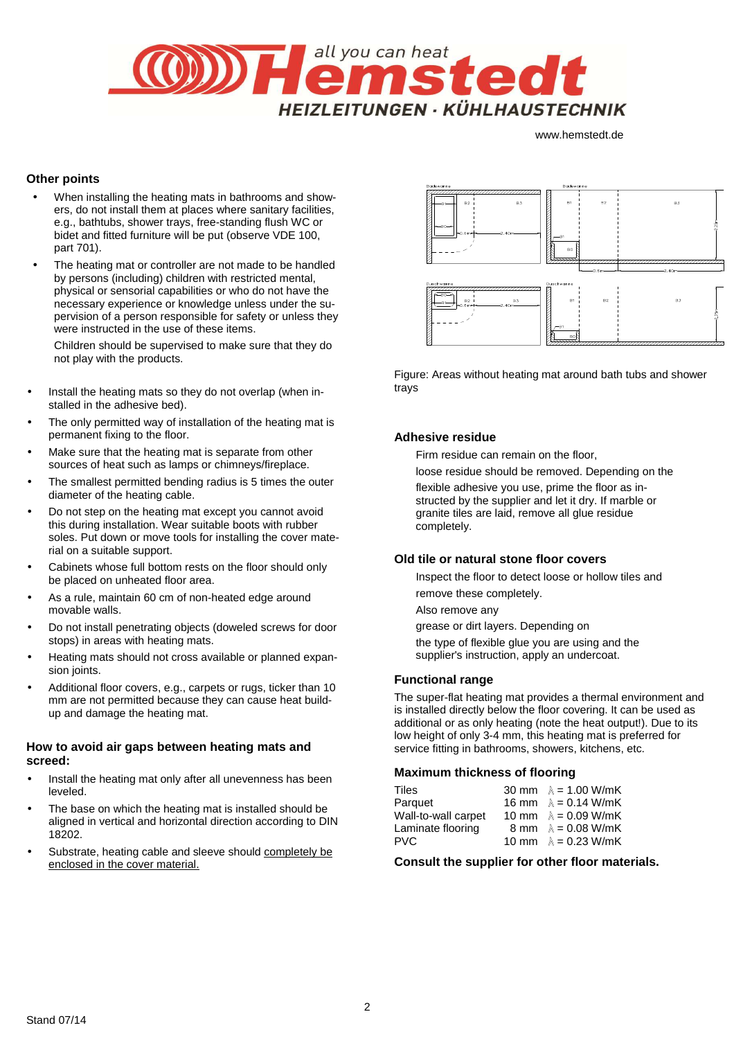## Other points

- When installing the heating mats in bathrooms and showers, do not install them at places where sanitary facilities, e.g., bathtubs, shower trays, free-standing flush WC or bidet and fitted furniture will be put (observe VDE 100, part 701).
- The heating mat or controller are not made to be handled by persons (including) children with restricted mental, physical or sensorial capabilities or who do not have the necessary experience or knowledge unless under the supervision of a person responsible for safety or unless they were instructed in the use of these items.

  Children should be supervised to make sure that they do not play with the products.

- Install the heating mats so they do not overlap (when installed in the adhesive bed).
- The only permitted way of installation of the heating mat is permanent fixing to the floor.
- Make sure that the heating mat is separate from other sources of heat such as lamps or chimneys/fireplace.
- The smallest permitted bending radius is 5 times the outer diameter of the heating cable.
- Do not step on the heating mat except you cannot avoid this during installation. Wear suitable boots with rubber soles. Put down or move tools for installing the cover material on a suitable support.
- Cabinets whose full bottom rests on the floor should only be placed on unheated floor area.
- As a rule, maintain 60 cm of non-heated edge around movable walls.
- Do not install penetrating objects (doweled screws for door stops) in areas with heating mats.
- Heating mats should not cross available or planned expansion joints.
- Additional floor covers, e.g., carpets or rugs, ticker than 10 mm are not permitted because they can cause heat build-up and damage the heating mat.

## How to avoid air gaps between heating mats and screed:

- Install the heating mat only after all unevenness has been leveled.
- The base on which the heating mat is installed should be aligned in vertical and horizontal direction according to DIN 18202.
- Substrate, heating cable and sleeve should <u>completely be enclosed in the cover material.</u>

Figure: Areas without heating mat around bath tubs and shower trays

## Adhesive residue

Firm residue can remain on the floor,

loose residue should be removed. Depending on the flexible adhesive you use, prime the floor as instructed by the supplier and let it dry. If marble or granite tiles are laid, remove all glue residue completely.

## Old tile or natural stone floor covers

Inspect the floor to detect loose or hollow tiles and

remove these completely.

Also remove any

grease or dirt layers. Depending on

the type of flexible glue you are using and the supplier's instruction, apply an undercoat.

## Functional range

The super-flat heating mat provides a thermal environment and is installed directly below the floor covering. It can be used as additional or as only heating (note the heat output!). Due to its low height of only 3-4 mm, this heating mat is preferred for service fitting in bathrooms, showers, kitchens, etc.

## Maximum thickness of flooring

| | | |
|---|---|---|
| Tiles | 30 mm | $\lambda$ = 1.00 W/mK |
| Parquet | 16 mm | $\lambda$ = 0.14 W/mK |
| Wall-to-wall carpet | 10 mm | $\lambda$ = 0.09 W/mK |
| Laminate flooring | 8 mm | $\lambda$ = 0.08 W/mK |
| PVC | 10 mm | $\lambda$ = 0.23 W/mK |

**Consult the supplier for other floor materials.**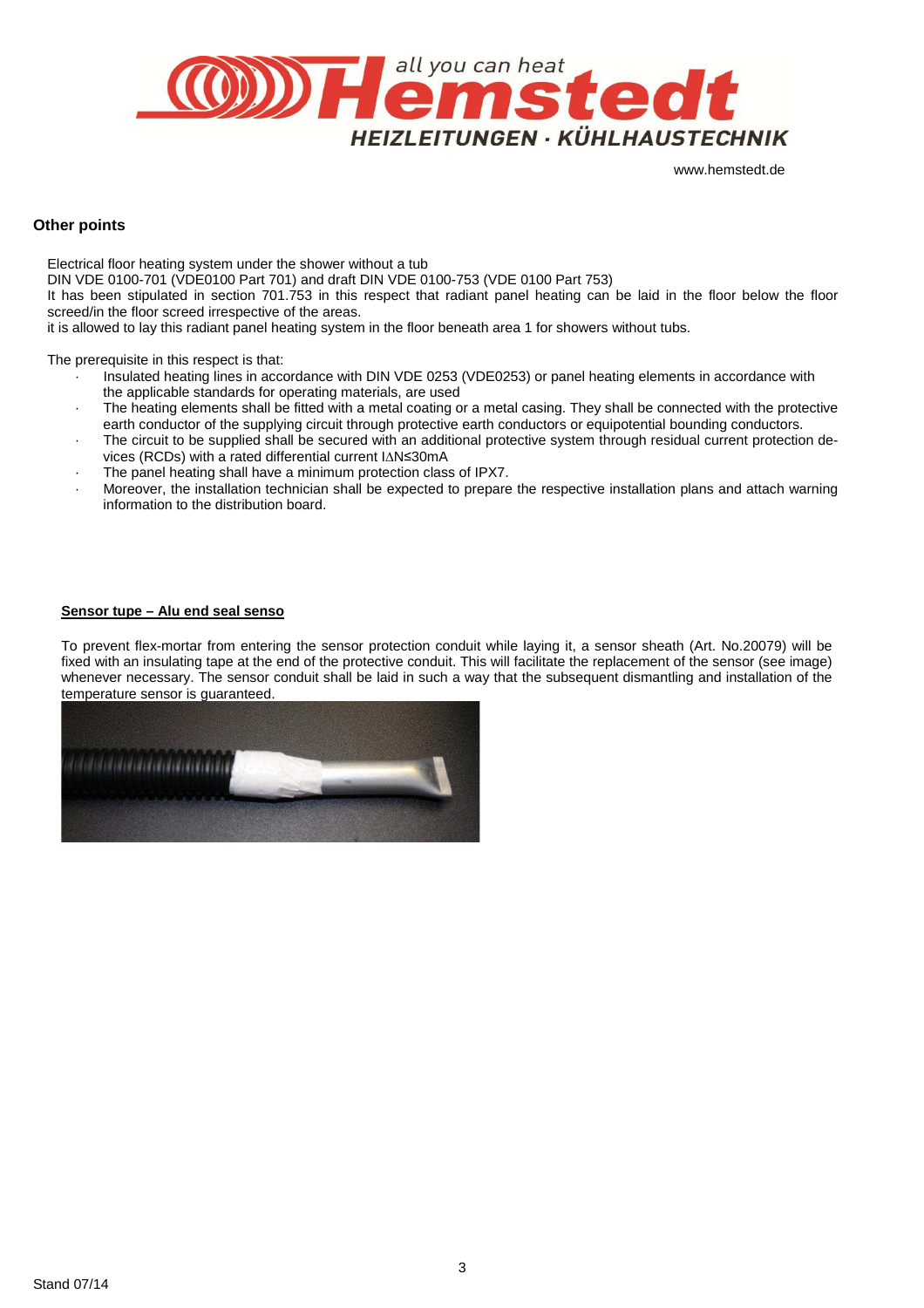## Other points

Electrical floor heating system under the shower without a tub
DIN VDE 0100-701 (VDE0100 Part 701) and draft DIN VDE 0100-753 (VDE 0100 Part 753)
It has been stipulated in section 701.753 in this respect that radiant panel heating can be laid in the floor below the floor screed/in the floor screed irrespective of the areas.
it is allowed to lay this radiant panel heating system in the floor beneath area 1 for showers without tubs.

The prerequisite in this respect is that:

- Insulated heating lines in accordance with DIN VDE 0253 (VDE0253) or panel heating elements in accordance with the applicable standards for operating materials, are used
- The heating elements shall be fitted with a metal coating or a metal casing. They shall be connected with the protective earth conductor of the supplying circuit through protective earth conductors or equipotential bounding conductors.
- The circuit to be supplied shall be secured with an additional protective system through residual current protection devices (RCDs) with a rated differential current $I_{\Delta N} \leq 30mA$
- The panel heating shall have a minimum protection class of IPX7.
- Moreover, the installation technician shall be expected to prepare the respective installation plans and attach warning information to the distribution board.

**Sensor tupe – Alu end seal senso**

To prevent flex-mortar from entering the sensor protection conduit while laying it, a sensor sheath (Art. No.20079) will be fixed with an insulating tape at the end of the protective conduit. This will facilitate the replacement of the sensor (see image) whenever necessary. The sensor conduit shall be laid in such a way that the subsequent dismantling and installation of the temperature sensor is guaranteed.

Stand 07/14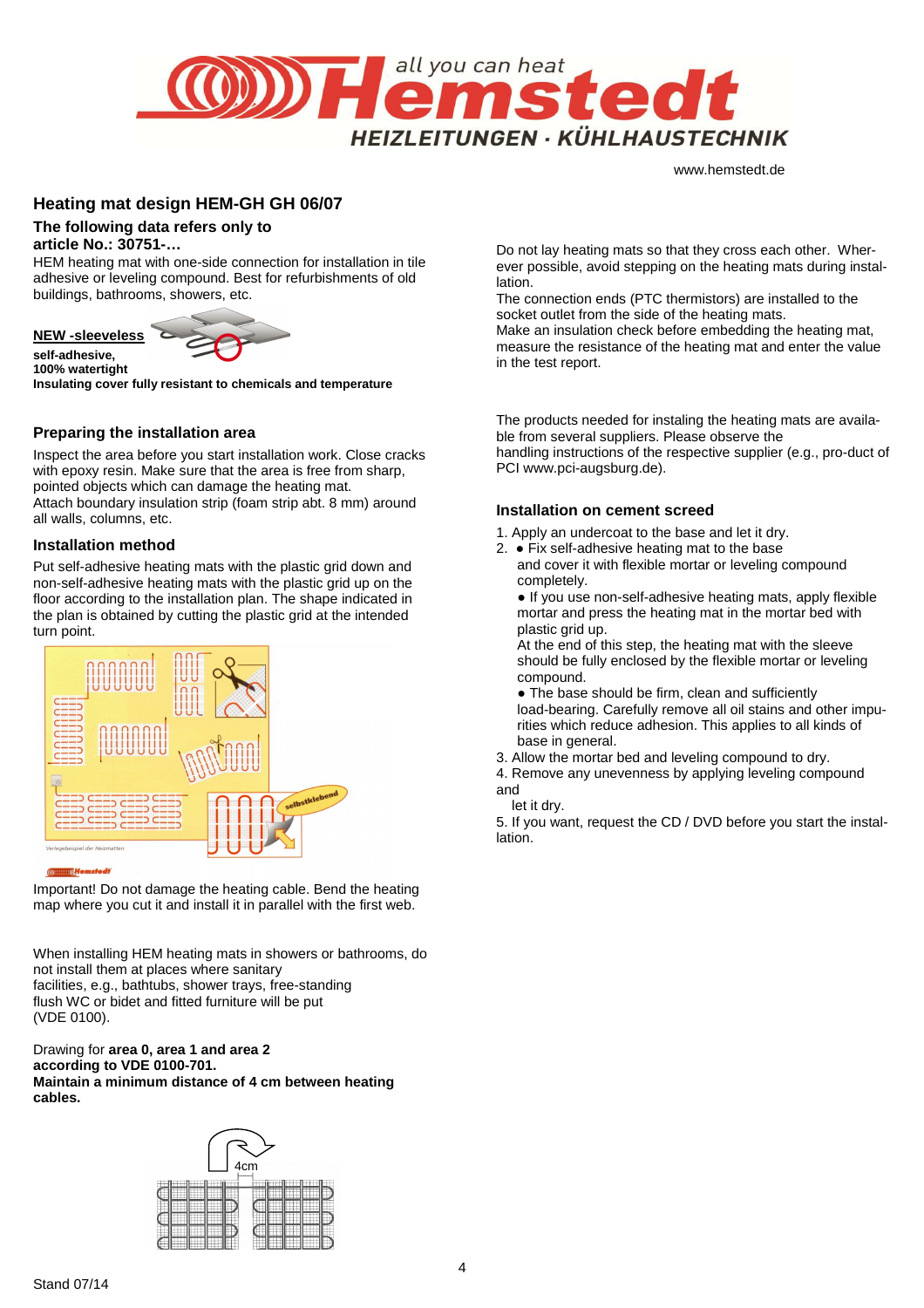# Heating mat design HEM-GH GH 06/07

**The following data refers only to article No.: 30751-…**

HEM heating mat with one-side connection for installation in tile adhesive or leveling compound. Best for refurbishments of old buildings, bathrooms, showers, etc.

**NEW -sleeveless**

**self-adhesive,**
**100% watertight**
**Insulating cover fully resistant to chemicals and temperature**

## Preparing the installation area

Inspect the area before you start installation work. Close cracks with epoxy resin. Make sure that the area is free from sharp, pointed objects which can damage the heating mat.
Attach boundary insulation strip (foam strip abt. 8 mm) around all walls, columns, etc.

## Installation method

Put self-adhesive heating mats with the plastic grid down and non-self-adhesive heating mats with the plastic grid up on the floor according to the installation plan. The shape indicated in the plan is obtained by cutting the plastic grid at the intended turn point.

Important! Do not damage the heating cable. Bend the heating map where you cut it and install it in parallel with the first web.

When installing HEM heating mats in showers or bathrooms, do not install them at places where sanitary facilities, e.g., bathtubs, shower trays, free-standing flush WC or bidet and fitted furniture will be put (VDE 0100).

Drawing for **area 0, area 1 and area 2 according to VDE 0100-701.**
**Maintain a minimum distance of 4 cm between heating cables.**

Do not lay heating mats so that they cross each other. Wherever possible, avoid stepping on the heating mats during installation.
The connection ends (PTC thermistors) are installed to the socket outlet from the side of the heating mats.
Make an insulation check before embedding the heating mat, measure the resistance of the heating mat and enter the value in the test report.

The products needed for instaling the heating mats are available from several suppliers. Please observe the handling instructions of the respective supplier (e.g., pro-duct of PCI www.pci-augsburg.de).

## Installation on cement screed

1. Apply an undercoat to the base and let it dry.
2. ● Fix self-adhesive heating mat to the base and cover it with flexible mortar or leveling compound completely.
   ● If you use non-self-adhesive heating mats, apply flexible mortar and press the heating mat in the mortar bed with plastic grid up.
   At the end of this step, the heating mat with the sleeve should be fully enclosed by the flexible mortar or leveling compound.
   ● The base should be firm, clean and sufficiently load-bearing. Carefully remove all oil stains and other impurities which reduce adhesion. This applies to all kinds of base in general.
3. Allow the mortar bed and leveling compound to dry.
4. Remove any unevenness by applying leveling compound and let it dry.
5. If you want, request the CD / DVD before you start the installation.

Stand 07/14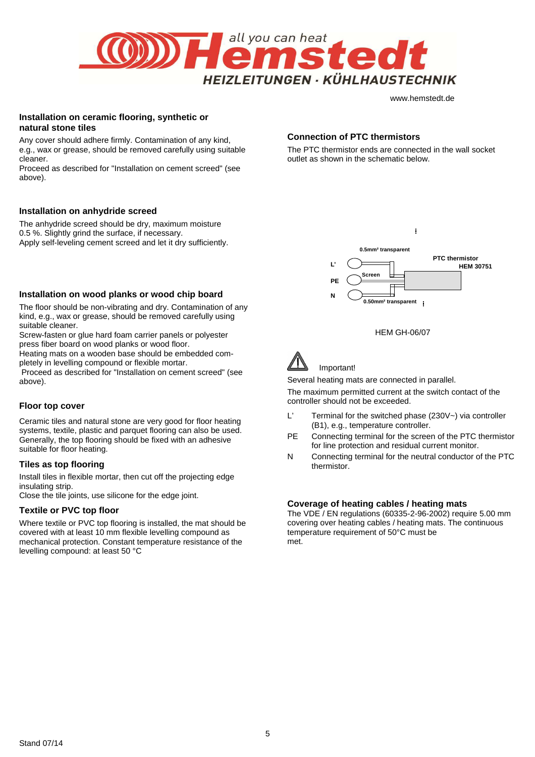### Installation on ceramic flooring, synthetic or natural stone tiles

Any cover should adhere firmly. Contamination of any kind, e.g., wax or grease, should be removed carefully using suitable cleaner.
Proceed as described for "Installation on cement screed" (see above).

### Installation on anhydride screed

The anhydride screed should be dry, maximum moisture 0.5 %. Slightly grind the surface, if necessary.
Apply self-leveling cement screed and let it dry sufficiently.

### Installation on wood planks or wood chip board

The floor should be non-vibrating and dry. Contamination of any kind, e.g., wax or grease, should be removed carefully using suitable cleaner.
Screw-fasten or glue hard foam carrier panels or polyester press fiber board on wood planks or wood floor.
Heating mats on a wooden base should be embedded completely in levelling compound or flexible mortar.
Proceed as described for "Installation on cement screed" (see above).

### Floor top cover

Ceramic tiles and natural stone are very good for floor heating systems, textile, plastic and parquet flooring can also be used. Generally, the top flooring should be fixed with an adhesive suitable for floor heating.

### Tiles as top flooring

Install tiles in flexible mortar, then cut off the projecting edge insulating strip.
Close the tile joints, use silicone for the edge joint.

### Textile or PVC top floor

Where textile or PVC top flooring is installed, the mat should be covered with at least 10 mm flexible levelling compound as mechanical protection. Constant temperature resistance of the levelling compound: at least 50 °C

### Connection of PTC thermistors

The PTC thermistor ends are connected in the wall socket outlet as shown in the schematic below.

0.5mm² transparent
L'
Screen
PE
N
0.50mm² transparent
PTC thermistor
HEM 30751

HEM GH-06/07

Important!

Several heating mats are connected in parallel.

The maximum permitted current at the switch contact of the controller should not be exceeded.

- L' Terminal for the switched phase (230V~) via controller (B1), e.g., temperature controller.
- PE Connecting terminal for the screen of the PTC thermistor for line protection and residual current monitor.
- N Connecting terminal for the neutral conductor of the PTC thermistor.

### Coverage of heating cables / heating mats

The VDE / EN regulations (60335-2-96-2002) require 5.00 mm covering over heating cables / heating mats. The continuous temperature requirement of 50°C must be met.

Stand 07/14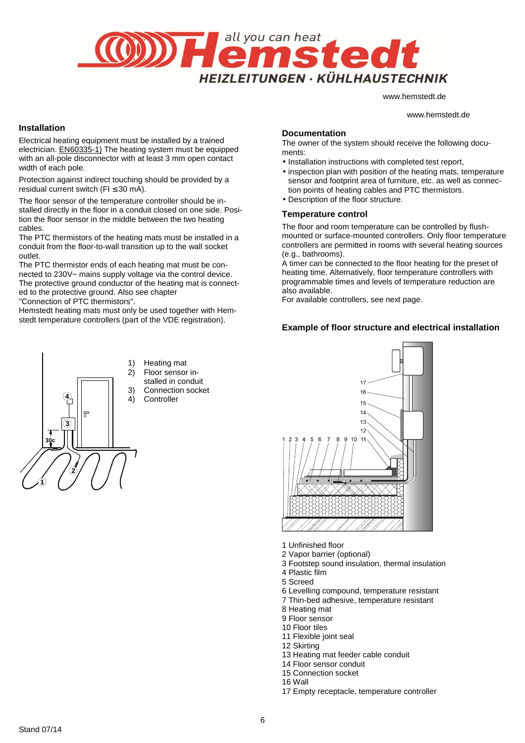## Installation

Electrical heating equipment must be installed by a trained electrician. EN60335-1) The heating system must be equipped with an all-pole disconnector with at least 3 mm open contact width of each pole.

Protection against indirect touching should be provided by a residual current switch (FI ≤30 mA).

The floor sensor of the temperature controller should be installed directly in the floor in a conduit closed on one side. Position the floor sensor in the middle between the two heating cables.

The PTC thermistors of the heating mats must be installed in a conduit from the floor-to-wall transition up to the wall socket outlet.

The PTC thermistor ends of each heating mat must be connected to 230V~ mains supply voltage via the control device. The protective ground conductor of the heating mat is connected to the protective ground. Also see chapter "Connection of PTC thermistors".

Hemstedt heating mats must only be used together with Hemstedt temperature controllers (part of the VDE registration).

1) Heating mat
2) Floor sensor installed in conduit
3) Connection socket
4) Controller

## Documentation

The owner of the system should receive the following documents:

- Installation instructions with completed test report,
- inspection plan with position of the heating mats, temperature sensor and footprint area of furniture, etc. as well as connection points of heating cables and PTC thermistors.
- Description of the floor structure.

## Temperature control

The floor and room temperature can be controlled by flush-mounted or surface-mounted controllers. Only floor temperature controllers are permitted in rooms with several heating sources (e.g., bathrooms).

A timer can be connected to the floor heating for the preset of heating time. Alternatively, floor temperature controllers with programmable times and levels of temperature reduction are also available.

For available controllers, see next page.

## Example of floor structure and electrical installation

1 Unfinished floor
2 Vapor barrier (optional)
3 Footstep sound insulation, thermal insulation
4 Plastic film
5 Screed
6 Levelling compound, temperature resistant
7 Thin-bed adhesive, temperature resistant
8 Heating mat
9 Floor sensor
10 Floor tiles
11 Flexible joint seal
12 Skirting
13 Heating mat feeder cable conduit
14 Floor sensor conduit
15 Connection socket
16 Wall
17 Empty receptacle, temperature controller

Stand 07/14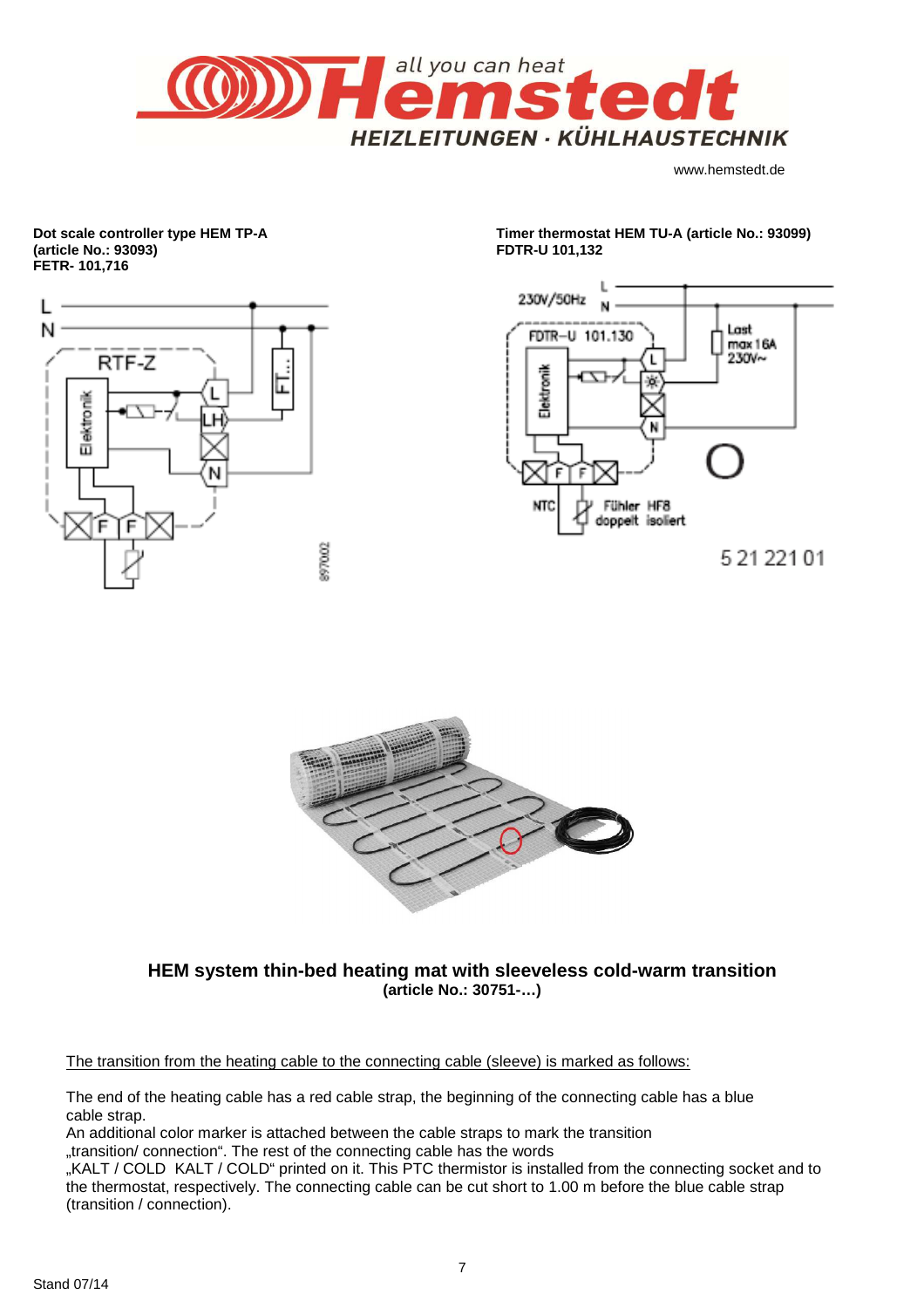**Dot scale controller type HEM TP-A (article No.: 93093)**
**FETR- 101,716**

**Timer thermostat HEM TU-A (article No.: 93099)**
**FDTR-U 101,132**

## HEM system thin-bed heating mat with sleeveless cold-warm transition
**(article No.: 30751-…)**

The transition from the heating cable to the connecting cable (sleeve) is marked as follows:

The end of the heating cable has a red cable strap, the beginning of the connecting cable has a blue cable strap.
An additional color marker is attached between the cable straps to mark the transition „transition/ connection“. The rest of the connecting cable has the words „KALT / COLD KALT / COLD“ printed on it. This PTC thermistor is installed from the connecting socket and to the thermostat, respectively. The connecting cable can be cut short to 1.00 m before the blue cable strap (transition / connection).

Stand 07/14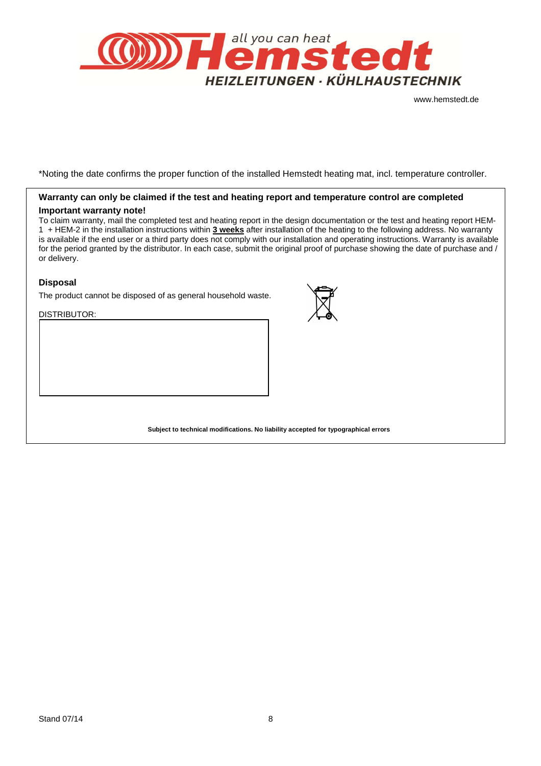www.hemstedt.de

*Noting the date confirms the proper function of the installed Hemstedt heating mat, incl. temperature controller.

**Warranty can only be claimed if the test and heating report and temperature control are completed**

**Important warranty note!**

To claim warranty, mail the completed test and heating report in the design documentation or the test and heating report HEM-1 + HEM-2 in the installation instructions within **3 weeks** after installation of the heating to the following address. No warranty is available if the end user or a third party does not comply with our installation and operating instructions. Warranty is available for the period granted by the distributor. In each case, submit the original proof of purchase showing the date of purchase and / or delivery.

**Disposal**

The product cannot be disposed of as general household waste.

DISTRIBUTOR:

**Subject to technical modifications. No liability accepted for typographical errors**

Stand 07/14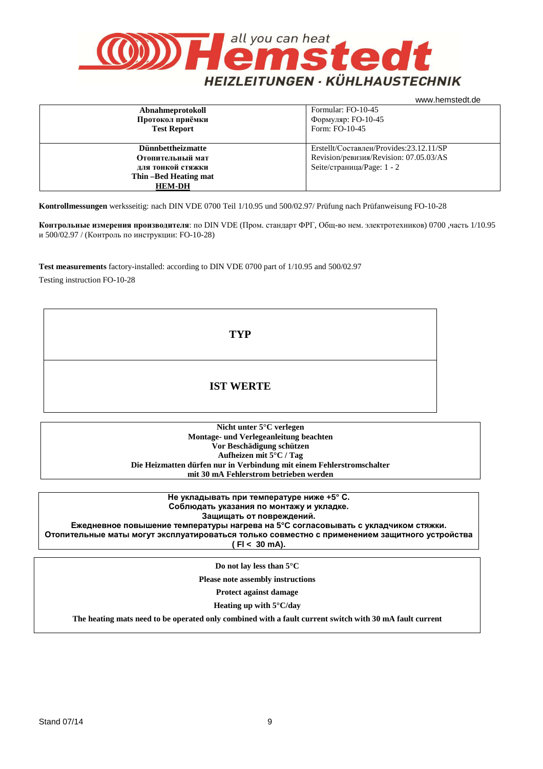**Hemstedt** – all you can heat
HEIZLEITUNGEN · KÜHLHAUSTECHNIK

www.hemstedt.de

| **Abnahmeprotokoll**<br>**Протокол приёмки**<br>**Test Report** | Formular: FO-10-45<br>Формуляр: FO-10-45<br>Form: FO-10-45 |
|---|---|
| **Dünnbettheizmatte**<br>**Отопительный мат**<br>**для тонкой стяжки**<br>**Thin –Bed Heating mat**<br>**HEM-DH** | Erstellt/Составлен/Provides:23.12.11/SP<br>Revision/ревизия/Revision: 07.05.03/AS<br>Seite/страница/Page: 1 - 2 |

**Kontrollmessungen** werksseitig: nach DIN VDE 0700 Teil 1/10.95 und 500/02.97/ Prüfung nach Prüfanweisung FO-10-28

**Контрольные измерения производителя**: по DIN VDE (Пром. стандарт ФРГ, Общ-во нем. электротехников) 0700 ,часть 1/10.95 и 500/02.97 / (Контроль по инструкции: FO-10-28)

**Test measurements** factory-installed: according to DIN VDE 0700 part of 1/10.95 and 500/02.97

Testing instruction FO-10-28

| **TYP** |
|---|
| **IST WERTE** |

**Nicht unter 5°C verlegen**
**Montage- und Verlegeanleitung beachten**
**Vor Beschädigung schützen**
**Aufheizen mit 5°C / Tag**
**Die Heizmatten dürfen nur in Verbindung mit einem Fehlerstromschalter mit 30 mA Fehlerstrom betrieben werden**

**Не укладывать при температуре ниже +5° С.**
**Соблюдать указания по монтажу и укладке.**
**Защищать от повреждений.**
**Ежедневное повышение температуры нагрева на 5°С согласовывать с укладчиком стяжки.**
**Отопительные маты могут эксплуатироваться только совместно с применением защитного устройства ( FI < 30 mA).**

**Do not lay less than 5°C**

**Please note assembly instructions**

**Protect against damage**

**Heating up with 5°C/day**

**The heating mats need to be operated only combined with a fault current switch with 30 mA fault current**

Stand 07/14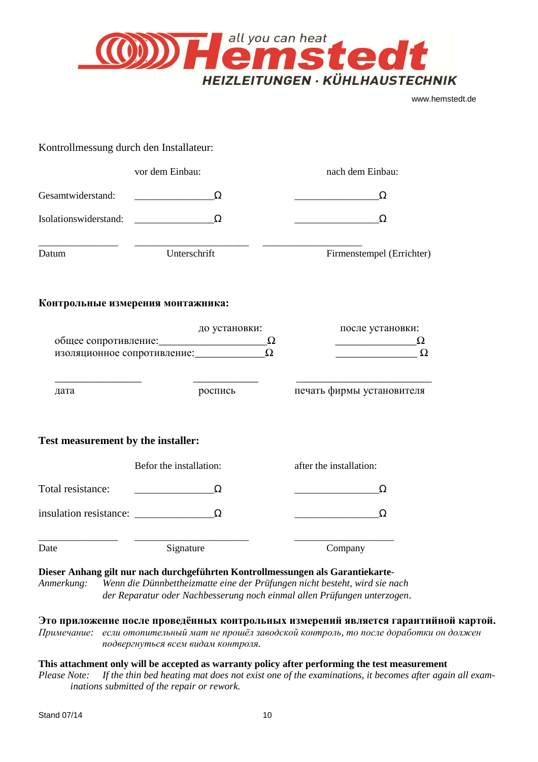Hemstedt – all you can heat
HEIZLEITUNGEN · KÜHLHAUSTECHNIK

www.hemstedt.de

Kontrollmessung durch den Installateur:

| | vor dem Einbau: | nach dem Einbau: |
|---|---|---|
| Gesamtwiderstand: | ______________Ω | _______________Ω |
| Isolationswiderstand: | ______________Ω | _______________Ω |

______________ ____________________ __________________

Datum Unterschrift Firmenstempel (Errichter)

**Контрольные измерения монтажника:**

| | до установки: | после установки: |
|---|---|---|
| общее сопротивление: | ___________________Ω | ______________Ω |
| изоляционное сопротивление: | ____________Ω | ______________Ω |

_______________ ___________ _______________________

дата роспись печать фирмы установителя

**Test measurement by the installer:**

| | Befor the installation: | after the installation: |
|---|---|---|
| Total resistance: | ______________Ω | _______________Ω |
| insulation resistance: | ______________Ω | _______________Ω |

______________ ____________________ __________________

Date Signature Company

**Dieser Anhang gilt nur nach durchgeführten Kontrollmessungen als Garantiekarte-**

*Anmerkung: Wenn die Dünnbettheizmatte eine der Prüfungen nicht besteht, wird sie nach der Reparatur oder Nachbesserung noch einmal allen Prüfungen unterzogen.*

**Это приложение после проведённых контрольных измерений является гарантийной картой.**

*Примечание: если отопительный мат не прошёл заводской контроль, то после доработки он должен подвергнуться всем видам контроля.*

**This attachment only will be accepted as warranty policy after performing the test measurement**

*Please Note: If the thin bed heating mat does not exist one of the examinations, it becomes after again all examinations submitted of the repair or rework.*

Stand 07/14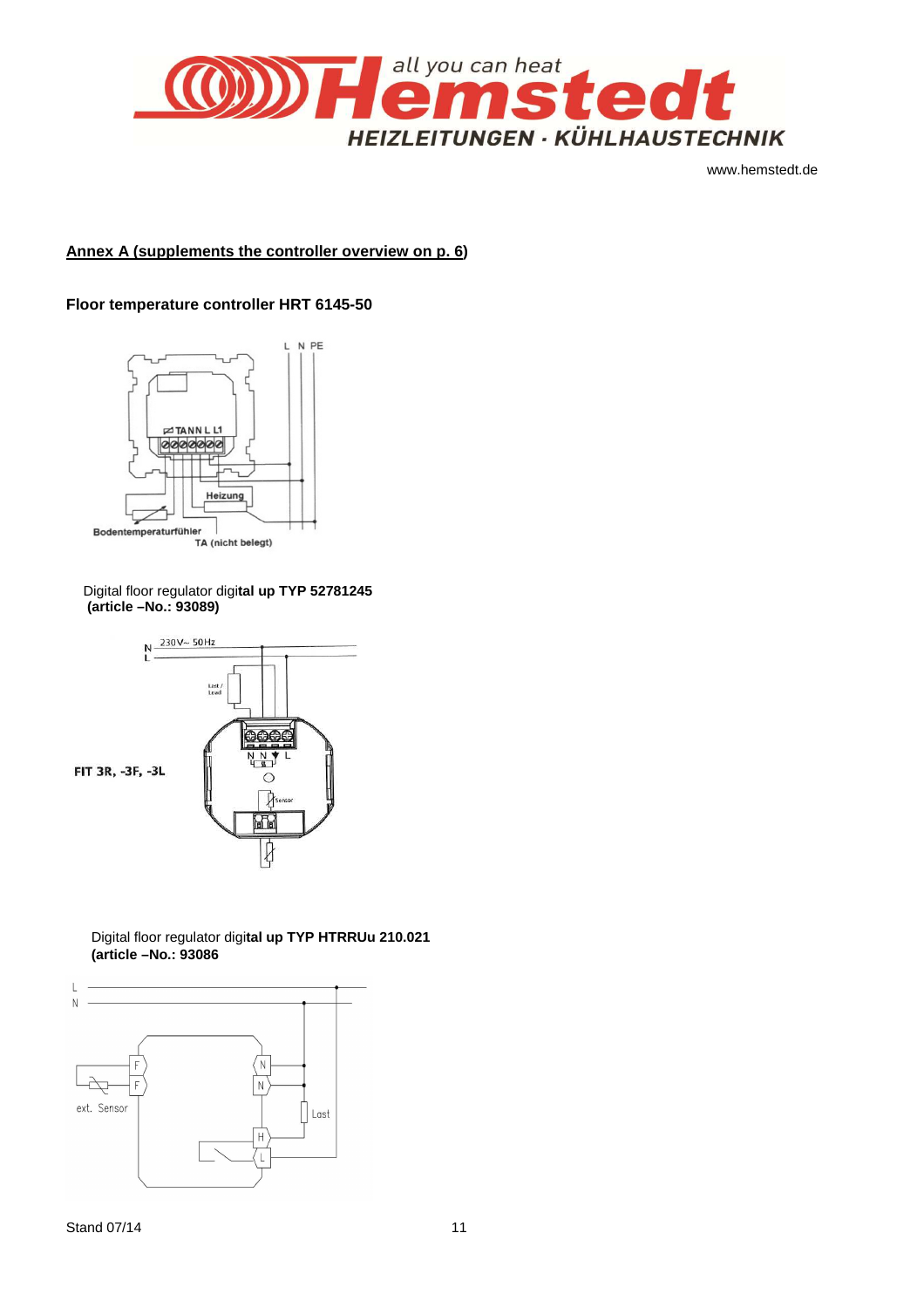**Annex A (supplements the controller overview on p. 6)**

**Floor temperature controller HRT 6145-50**

Digital floor regulator digi**tal up TYP 52781245 (article –No.: 93089)**

Digital floor regulator digi**tal up TYP HTRRUu 210.021 (article –No.: 93086**

Stand 07/14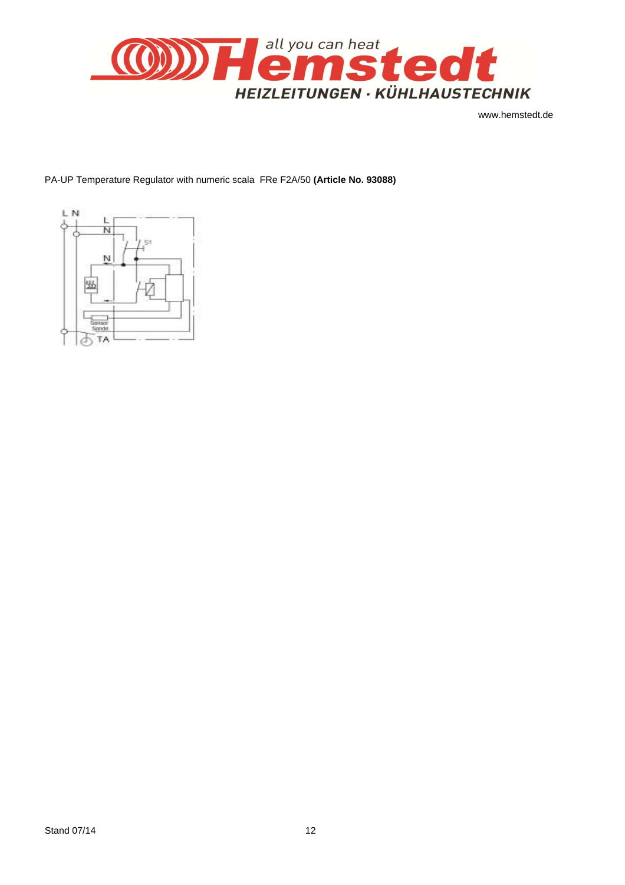PA-UP Temperature Regulator with numeric scala  FRe F2A/50 **(Article No. 93088)**

L N

L

N

St

N

Sensor

Sonde

TA